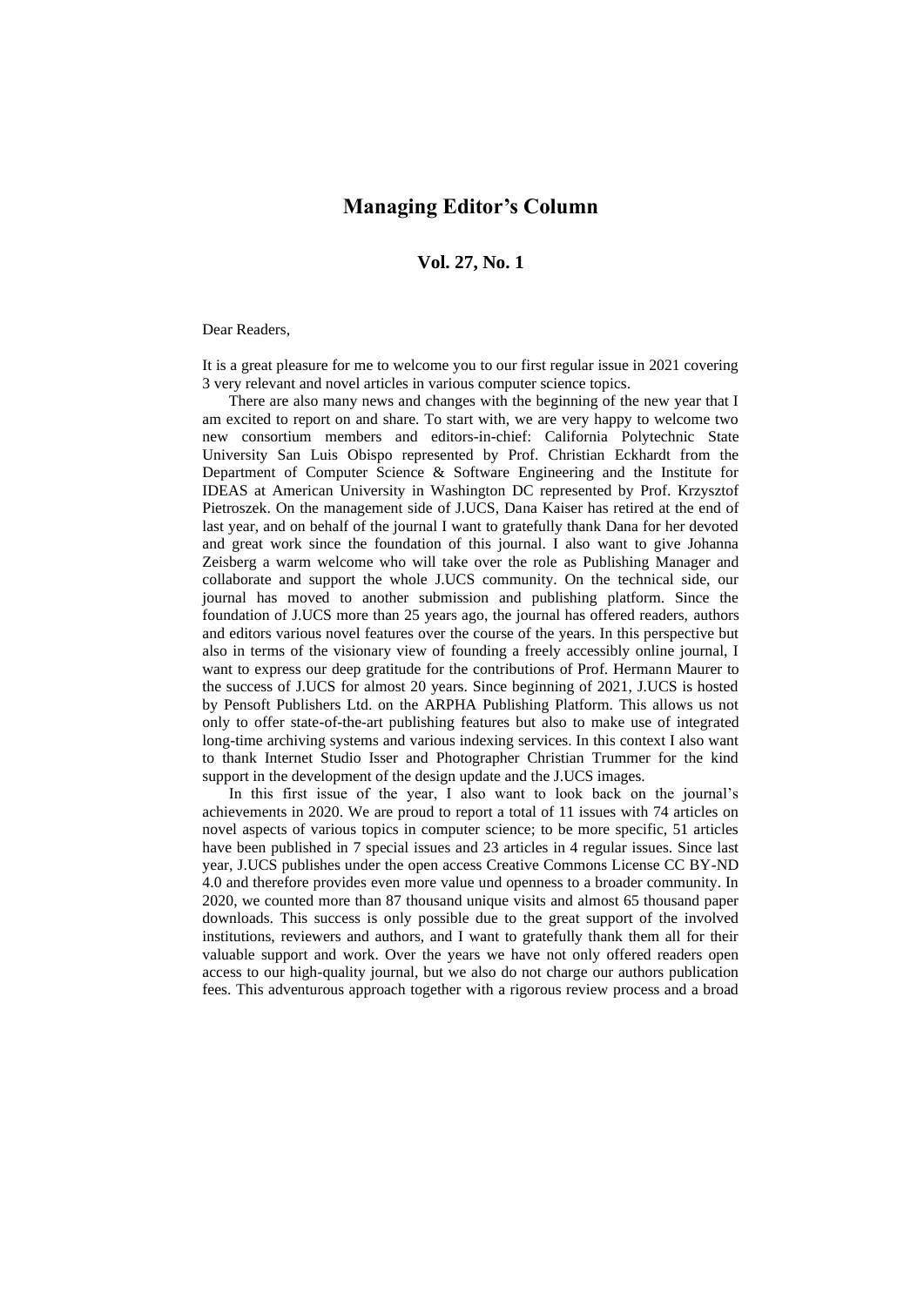# Managing Editor's Column

## Vol. 27, No. 1

Dear Readers,

It is a great pleasure for me to welcome you to our first regular issue in 2021 covering 3 very relevant and novel articles in various computer science topics.

There are also many news and changes with the beginning of the new year that I am excited to report on and share. To start with, we are very happy to welcome two new consortium members and editors-in-chief: California Polytechnic State University San Luis Obispo represented by Prof. Christian Eckhardt from the Department of Computer Science & Software Engineering and the Institute for IDEAS at American University in Washington DC represented by Prof. Krzysztof Pietroszek. On the management side of J.UCS, Dana Kaiser has retired at the end of last year, and on behalf of the journal I want to gratefully thank Dana for her devoted and great work since the foundation of this journal. I also want to give Johanna Zeisberg a warm welcome who will take over the role as Publishing Manager and collaborate and support the whole J.UCS community. On the technical side, our journal has moved to another submission and publishing platform. Since the foundation of J.UCS more than 25 years ago, the journal has offered readers, authors and editors various novel features over the course of the years. In this perspective but also in terms of the visionary view of founding a freely accessibly online journal, I want to express our deep gratitude for the contributions of Prof. Hermann Maurer to the success of J.UCS for almost 20 years. Since beginning of 2021, J.UCS is hosted by Pensoft Publishers Ltd. on the ARPHA Publishing Platform. This allows us not only to offer state-of-the-art publishing features but also to make use of integrated long-time archiving systems and various indexing services. In this context I also want to thank Internet Studio Isser and Photographer Christian Trummer for the kind support in the development of the design update and the J.UCS images.

In this first issue of the year, I also want to look back on the journal's achievements in 2020. We are proud to report a total of 11 issues with 74 articles on novel aspects of various topics in computer science; to be more specific, 51 articles have been published in 7 special issues and 23 articles in 4 regular issues. Since last year, J.UCS publishes under the open access Creative Commons License CC BY-ND 4.0 and therefore provides even more value und openness to a broader community. In 2020, we counted more than 87 thousand unique visits and almost 65 thousand paper downloads. This success is only possible due to the great support of the involved institutions, reviewers and authors, and I want to gratefully thank them all for their valuable support and work. Over the years we have not only offered readers open access to our high-quality journal, but we also do not charge our authors publication fees. This adventurous approach together with a rigorous review process and a broad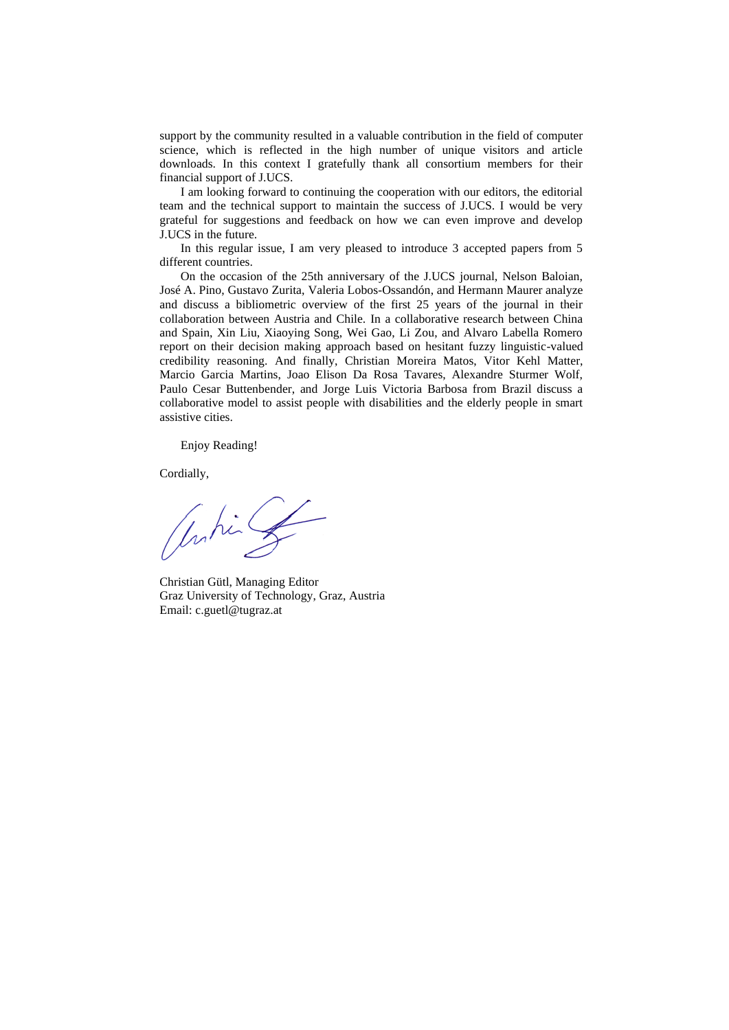support by the community resulted in a valuable contribution in the field of computer science, which is reflected in the high number of unique visitors and article downloads. In this context I gratefully thank all consortium members for their financial support of J.UCS.

I am looking forward to continuing the cooperation with our editors, the editorial team and the technical support to maintain the success of J.UCS. I would be very grateful for suggestions and feedback on how we can even improve and develop J.UCS in the future.

In this regular issue, I am very pleased to introduce 3 accepted papers from 5 different countries.

On the occasion of the 25th anniversary of the J.UCS journal, Nelson Baloian, José A. Pino, Gustavo Zurita, Valeria Lobos-Ossandón, and Hermann Maurer analyze and discuss a bibliometric overview of the first 25 years of the journal in their collaboration between Austria and Chile. In a collaborative research between China and Spain, Xin Liu, Xiaoying Song, Wei Gao, Li Zou, and Alvaro Labella Romero report on their decision making approach based on hesitant fuzzy linguistic-valued credibility reasoning. And finally, Christian Moreira Matos, Vitor Kehl Matter, Marcio Garcia Martins, Joao Elison Da Rosa Tavares, Alexandre Sturmer Wolf, Paulo Cesar Buttenbender, and Jorge Luis Victoria Barbosa from Brazil discuss a collaborative model to assist people with disabilities and the elderly people in smart assistive cities.

Enjoy Reading!

Cordially,

Christian Gütl, Managing Editor
Graz University of Technology, Graz, Austria
Email: c.guetl@tugraz.at